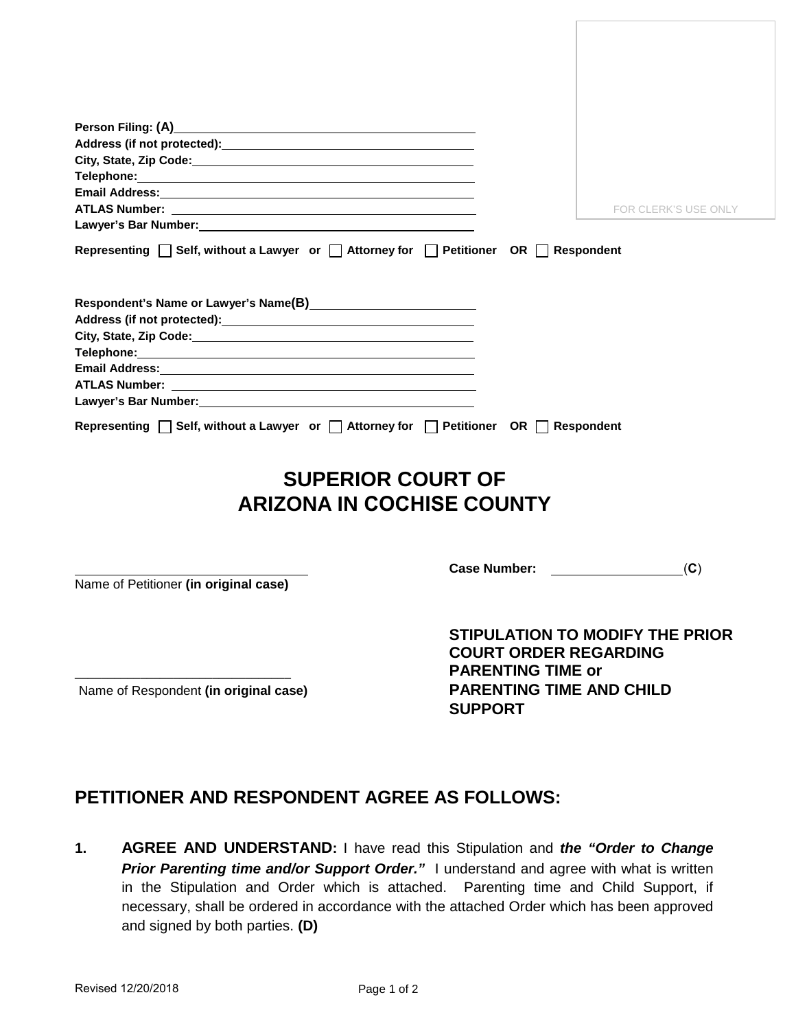Person Filing: (A)\_\_\_\_\_\_\_\_\_\_\_\_\_\_\_\_\_\_\_\_\_\_\_\_\_\_\_\_\_\_\_\_\_\_\_\_\_\_\_\_

Address (if not protected):\_\_\_\_\_\_\_\_\_\_\_\_\_\_\_\_\_\_\_\_\_\_\_\_\_\_\_\_\_\_\_\_\_\_

City, State, Zip Code:\_\_\_\_\_\_\_\_\_\_\_\_\_\_\_\_\_\_\_\_\_\_\_\_\_\_\_\_\_\_\_\_\_\_\_\_\_\_

Telephone:\_\_\_\_\_\_\_\_\_\_\_\_\_\_\_\_\_\_\_\_\_\_\_\_\_\_\_\_\_\_\_\_\_\_\_\_\_\_\_\_\_\_\_\_\_\_

Email Address:\_\_\_\_\_\_\_\_\_\_\_\_\_\_\_\_\_\_\_\_\_\_\_\_\_\_\_\_\_\_\_\_\_\_\_\_\_\_\_\_\_\_\_

ATLAS Number: \_\_\_\_\_\_\_\_\_\_\_\_\_\_\_\_\_\_\_\_\_\_\_\_\_\_\_\_\_\_\_\_\_\_\_\_\_\_\_\_\_\_

Lawyer's Bar Number:\_\_\_\_\_\_\_\_\_\_\_\_\_\_\_\_\_\_\_\_\_\_\_\_\_\_\_\_\_\_\_\_\_\_\_\_\_\_

FOR CLERK'S USE ONLY

**Representing** ☐ **Self, without a Lawyer or** ☐ **Attorney for** ☐ **Petitioner OR** ☐ **Respondent**

Respondent's Name or Lawyer's Name(B)\_\_\_\_\_\_\_\_\_\_\_\_\_\_\_\_\_\_\_\_\_\_\_\_\_\_

Address (if not protected):\_\_\_\_\_\_\_\_\_\_\_\_\_\_\_\_\_\_\_\_\_\_\_\_\_\_\_\_\_\_\_\_\_\_

City, State, Zip Code:\_\_\_\_\_\_\_\_\_\_\_\_\_\_\_\_\_\_\_\_\_\_\_\_\_\_\_\_\_\_\_\_\_\_\_\_\_\_

Telephone:\_\_\_\_\_\_\_\_\_\_\_\_\_\_\_\_\_\_\_\_\_\_\_\_\_\_\_\_\_\_\_\_\_\_\_\_\_\_\_\_\_\_\_\_\_\_

Email Address:\_\_\_\_\_\_\_\_\_\_\_\_\_\_\_\_\_\_\_\_\_\_\_\_\_\_\_\_\_\_\_\_\_\_\_\_\_\_\_\_\_\_\_

ATLAS Number: \_\_\_\_\_\_\_\_\_\_\_\_\_\_\_\_\_\_\_\_\_\_\_\_\_\_\_\_\_\_\_\_\_\_\_\_\_\_\_\_\_\_

Lawyer's Bar Number:\_\_\_\_\_\_\_\_\_\_\_\_\_\_\_\_\_\_\_\_\_\_\_\_\_\_\_\_\_\_\_\_\_\_\_\_\_\_

**Representing** ☐ **Self, without a Lawyer or** ☐ **Attorney for** ☐ **Petitioner OR** ☐ **Respondent**

# SUPERIOR COURT OF ARIZONA IN COCHISE COUNTY

\_\_\_\_\_\_\_\_\_\_\_\_\_\_\_\_\_\_\_\_\_\_\_\_\_\_\_\_\_\_\_\_

Name of Petitioner **(in original case)**

**Case Number:** \_\_\_\_\_\_\_\_\_\_\_\_\_\_\_\_\_\_(**C**)

\_\_\_\_\_\_\_\_\_\_\_\_\_\_\_\_\_\_\_\_\_\_\_\_\_\_\_\_\_\_

Name of Respondent **(in original case)**

**STIPULATION TO MODIFY THE PRIOR COURT ORDER REGARDING PARENTING TIME or PARENTING TIME AND CHILD SUPPORT**

## PETITIONER AND RESPONDENT AGREE AS FOLLOWS:

1. **AGREE AND UNDERSTAND:** I have read this Stipulation and ***the "Order to Change Prior Parenting time and/or Support Order."*** I understand and agree with what is written in the Stipulation and Order which is attached. Parenting time and Child Support, if necessary, shall be ordered in accordance with the attached Order which has been approved and signed by both parties. **(D)**

Revised 12/20/2018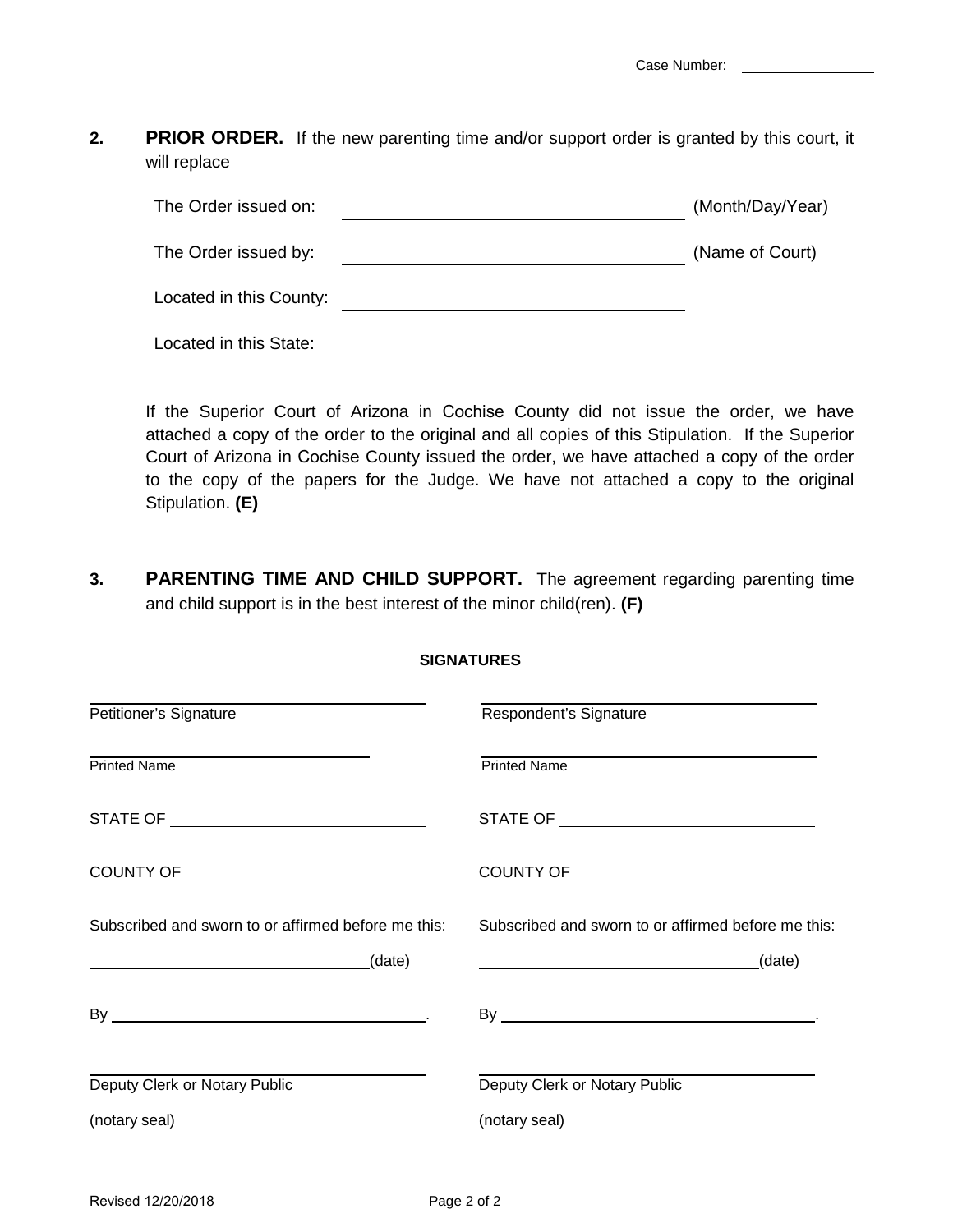Case Number: \_\_\_\_\_\_\_\_\_\_\_\_\_\_\_\_

**2. PRIOR ORDER.** If the new parenting time and/or support order is granted by this court, it will replace

The Order issued on: \_\_\_\_\_\_\_\_\_\_\_\_\_\_\_\_\_\_\_\_\_\_\_\_\_\_\_\_\_\_\_\_\_\_ (Month/Day/Year)

The Order issued by: \_\_\_\_\_\_\_\_\_\_\_\_\_\_\_\_\_\_\_\_\_\_\_\_\_\_\_\_\_\_\_\_\_\_ (Name of Court)

Located in this County: \_\_\_\_\_\_\_\_\_\_\_\_\_\_\_\_\_\_\_\_\_\_\_\_\_\_\_\_\_\_\_\_\_\_

Located in this State: \_\_\_\_\_\_\_\_\_\_\_\_\_\_\_\_\_\_\_\_\_\_\_\_\_\_\_\_\_\_\_\_\_\_

If the Superior Court of Arizona in Cochise County did not issue the order, we have attached a copy of the order to the original and all copies of this Stipulation. If the Superior Court of Arizona in Cochise County issued the order, we have attached a copy of the order to the copy of the papers for the Judge. We have not attached a copy to the original Stipulation. **(E)**

**3. PARENTING TIME AND CHILD SUPPORT.** The agreement regarding parenting time and child support is in the best interest of the minor child(ren). **(F)**

**SIGNATURES**

\_\_\_\_\_\_\_\_\_\_\_\_\_\_\_\_\_\_\_\_\_\_\_\_\_\_\_\_\_\_\_\_\_\_
Petitioner's Signature

\_\_\_\_\_\_\_\_\_\_\_\_\_\_\_\_\_\_\_\_\_\_\_\_\_\_\_\_\_\_\_\_\_\_
Printed Name

STATE OF \_\_\_\_\_\_\_\_\_\_\_\_\_\_\_\_\_\_\_\_\_\_\_\_\_\_

COUNTY OF \_\_\_\_\_\_\_\_\_\_\_\_\_\_\_\_\_\_\_\_\_\_\_\_

Subscribed and sworn to or affirmed before me this:

\_\_\_\_\_\_\_\_\_\_\_\_\_\_\_\_\_\_\_\_\_\_\_\_\_\_\_\_\_\_(date)

By \_\_\_\_\_\_\_\_\_\_\_\_\_\_\_\_\_\_\_\_\_\_\_\_\_\_\_\_\_\_\_\_.

\_\_\_\_\_\_\_\_\_\_\_\_\_\_\_\_\_\_\_\_\_\_\_\_\_\_\_\_\_\_\_\_\_\_
Deputy Clerk or Notary Public

(notary seal)

\_\_\_\_\_\_\_\_\_\_\_\_\_\_\_\_\_\_\_\_\_\_\_\_\_\_\_\_\_\_\_\_\_\_
Respondent's Signature

\_\_\_\_\_\_\_\_\_\_\_\_\_\_\_\_\_\_\_\_\_\_\_\_\_\_\_\_\_\_\_\_\_\_
Printed Name

STATE OF \_\_\_\_\_\_\_\_\_\_\_\_\_\_\_\_\_\_\_\_\_\_\_\_\_\_

COUNTY OF \_\_\_\_\_\_\_\_\_\_\_\_\_\_\_\_\_\_\_\_\_\_\_\_

Subscribed and sworn to or affirmed before me this:

\_\_\_\_\_\_\_\_\_\_\_\_\_\_\_\_\_\_\_\_\_\_\_\_\_\_\_\_\_\_(date)

By \_\_\_\_\_\_\_\_\_\_\_\_\_\_\_\_\_\_\_\_\_\_\_\_\_\_\_\_\_\_\_\_.

\_\_\_\_\_\_\_\_\_\_\_\_\_\_\_\_\_\_\_\_\_\_\_\_\_\_\_\_\_\_\_\_\_\_
Deputy Clerk or Notary Public

(notary seal)

Revised 12/20/2018